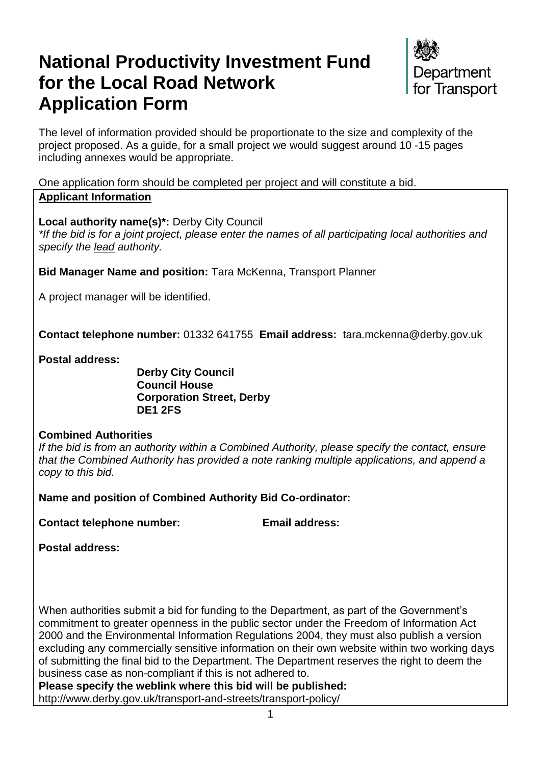# National Productivity Investment Fund for the Local Road Network Application Form

Department for Transport

The level of information provided should be proportionate to the size and complexity of the project proposed. As a guide, for a small project we would suggest around 10 -15 pages including annexes would be appropriate.

One application form should be completed per project and will constitute a bid.

**Applicant Information**

**Local authority name(s)*:** Derby City Council

*\*If the bid is for a joint project, please enter the names of all participating local authorities and specify the lead authority.*

**Bid Manager Name and position:** Tara McKenna, Transport Planner

A project manager will be identified.

**Contact telephone number:** 01332 641755 **Email address:** tara.mckenna@derby.gov.uk

**Postal address:**

**Derby City Council**
**Council House**
**Corporation Street, Derby**
**DE1 2FS**

**Combined Authorities**

*If the bid is from an authority within a Combined Authority, please specify the contact, ensure that the Combined Authority has provided a note ranking multiple applications, and append a copy to this bid.*

**Name and position of Combined Authority Bid Co-ordinator:**

**Contact telephone number:** **Email address:**

**Postal address:**

When authorities submit a bid for funding to the Department, as part of the Government's commitment to greater openness in the public sector under the Freedom of Information Act 2000 and the Environmental Information Regulations 2004, they must also publish a version excluding any commercially sensitive information on their own website within two working days of submitting the final bid to the Department. The Department reserves the right to deem the business case as non-compliant if this is not adhered to.

**Please specify the weblink where this bid will be published:**
http://www.derby.gov.uk/transport-and-streets/transport-policy/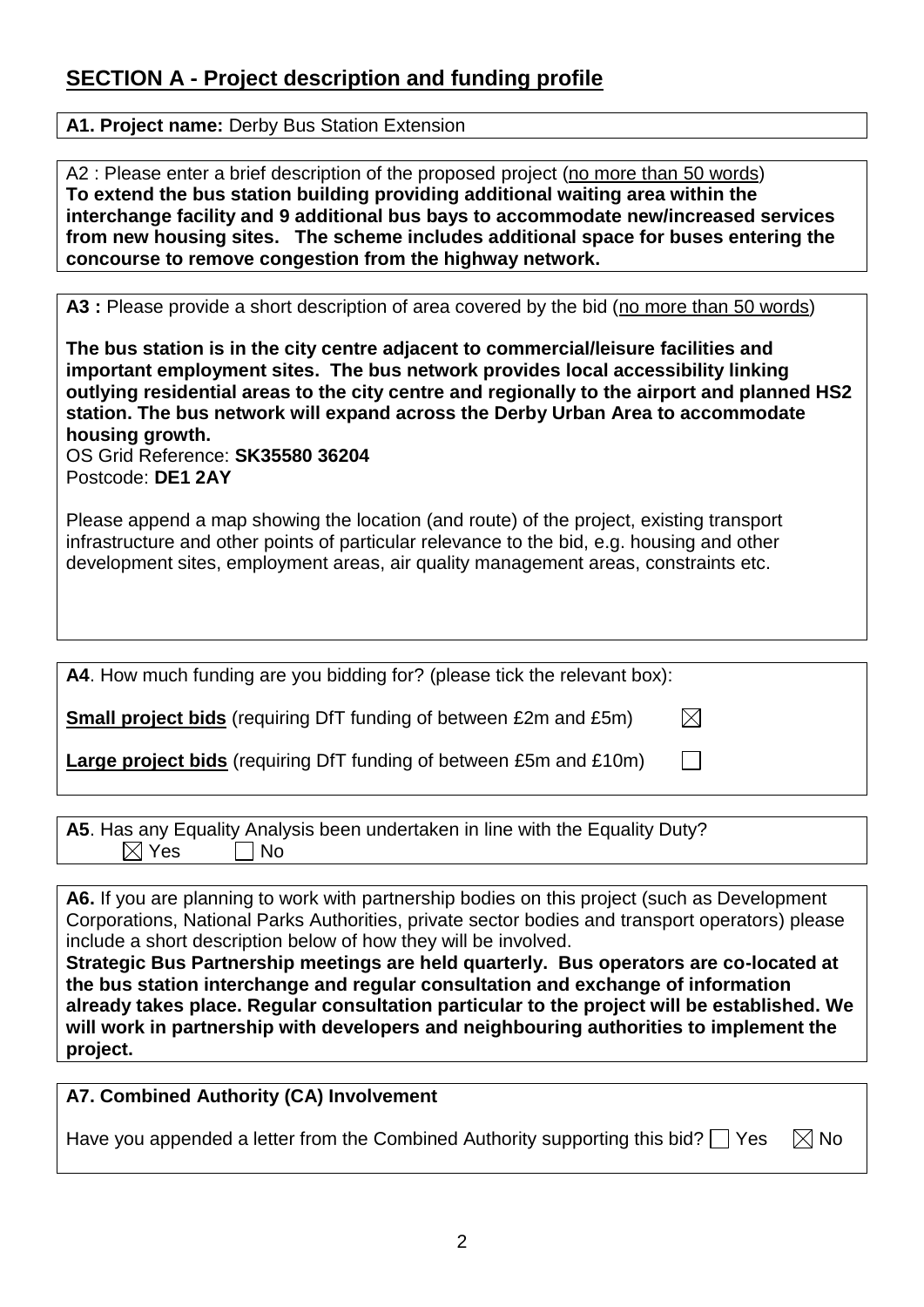## SECTION A - Project description and funding profile

**A1. Project name:** Derby Bus Station Extension

A2 : Please enter a brief description of the proposed project (no more than 50 words)
**To extend the bus station building providing additional waiting area within the interchange facility and 9 additional bus bays to accommodate new/increased services from new housing sites. The scheme includes additional space for buses entering the concourse to remove congestion from the highway network.**

**A3 :** Please provide a short description of area covered by the bid (no more than 50 words)

**The bus station is in the city centre adjacent to commercial/leisure facilities and important employment sites. The bus network provides local accessibility linking outlying residential areas to the city centre and regionally to the airport and planned HS2 station. The bus network will expand across the Derby Urban Area to accommodate housing growth.**
OS Grid Reference: **SK35580 36204**
Postcode: **DE1 2AY**

Please append a map showing the location (and route) of the project, existing transport infrastructure and other points of particular relevance to the bid, e.g. housing and other development sites, employment areas, air quality management areas, constraints etc.

**A4**. How much funding are you bidding for? (please tick the relevant box):

**Small project bids** (requiring DfT funding of between £2m and £5m) ☒

**Large project bids** (requiring DfT funding of between £5m and £10m) ☐

**A5**. Has any Equality Analysis been undertaken in line with the Equality Duty?
☒ Yes ☐ No

**A6.** If you are planning to work with partnership bodies on this project (such as Development Corporations, National Parks Authorities, private sector bodies and transport operators) please include a short description below of how they will be involved.
**Strategic Bus Partnership meetings are held quarterly. Bus operators are co-located at the bus station interchange and regular consultation and exchange of information already takes place. Regular consultation particular to the project will be established. We will work in partnership with developers and neighbouring authorities to implement the project.**

**A7. Combined Authority (CA) Involvement**

Have you appended a letter from the Combined Authority supporting this bid? ☐ Yes ☒ No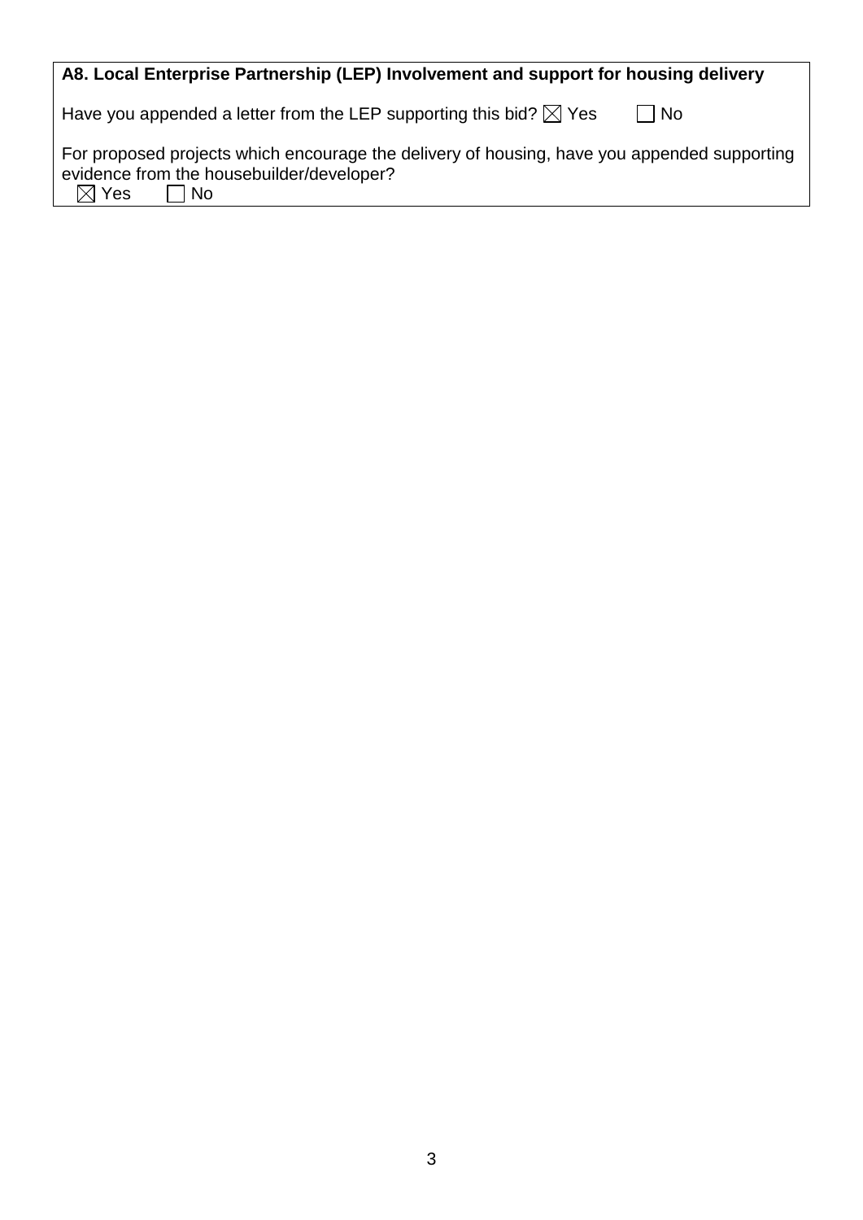**A8. Local Enterprise Partnership (LEP) Involvement and support for housing delivery**

Have you appended a letter from the LEP supporting this bid? ☒ Yes ☐ No

For proposed projects which encourage the delivery of housing, have you appended supporting evidence from the housebuilder/developer?
☒ Yes ☐ No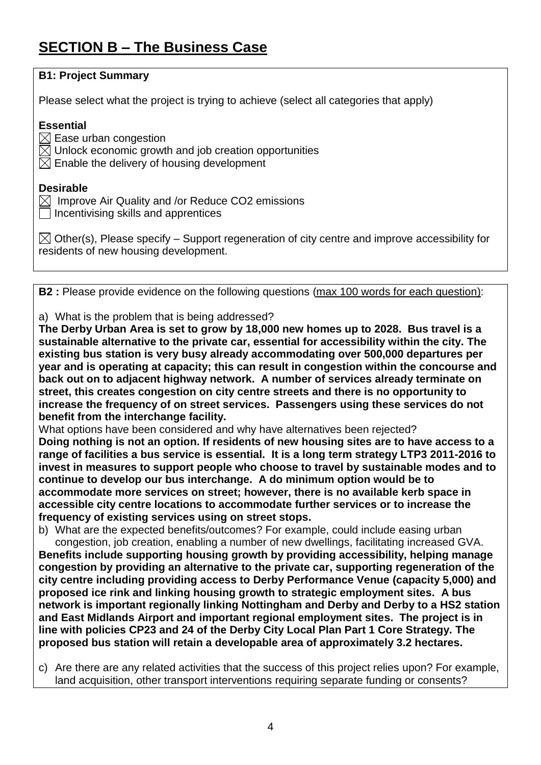# SECTION B – The Business Case

**B1: Project Summary**

Please select what the project is trying to achieve (select all categories that apply)

**Essential**

☒ Ease urban congestion
☒ Unlock economic growth and job creation opportunities
☒ Enable the delivery of housing development

**Desirable**

☒ Improve Air Quality and /or Reduce $CO_2$ emissions
☐ Incentivising skills and apprentices

☒ Other(s), Please specify – Support regeneration of city centre and improve accessibility for residents of new housing development.

**B2 :** Please provide evidence on the following questions (max 100 words for each question):

a) What is the problem that is being addressed?

**The Derby Urban Area is set to grow by 18,000 new homes up to 2028. Bus travel is a sustainable alternative to the private car, essential for accessibility within the city. The existing bus station is very busy already accommodating over 500,000 departures per year and is operating at capacity; this can result in congestion within the concourse and back out on to adjacent highway network. A number of services already terminate on street, this creates congestion on city centre streets and there is no opportunity to increase the frequency of on street services. Passengers using these services do not benefit from the interchange facility.**

What options have been considered and why have alternatives been rejected?

**Doing nothing is not an option. If residents of new housing sites are to have access to a range of facilities a bus service is essential. It is a long term strategy LTP3 2011-2016 to invest in measures to support people who choose to travel by sustainable modes and to continue to develop our bus interchange. A do minimum option would be to accommodate more services on street; however, there is no available kerb space in accessible city centre locations to accommodate further services or to increase the frequency of existing services using on street stops.**

b) What are the expected benefits/outcomes? For example, could include easing urban congestion, job creation, enabling a number of new dwellings, facilitating increased GVA.

**Benefits include supporting housing growth by providing accessibility, helping manage congestion by providing an alternative to the private car, supporting regeneration of the city centre including providing access to Derby Performance Venue (capacity 5,000) and proposed ice rink and linking housing growth to strategic employment sites. A bus network is important regionally linking Nottingham and Derby and Derby to a HS2 station and East Midlands Airport and important regional employment sites. The project is in line with policies CP23 and 24 of the Derby City Local Plan Part 1 Core Strategy. The proposed bus station will retain a developable area of approximately 3.2 hectares.**

c) Are there are any related activities that the success of this project relies upon? For example, land acquisition, other transport interventions requiring separate funding or consents?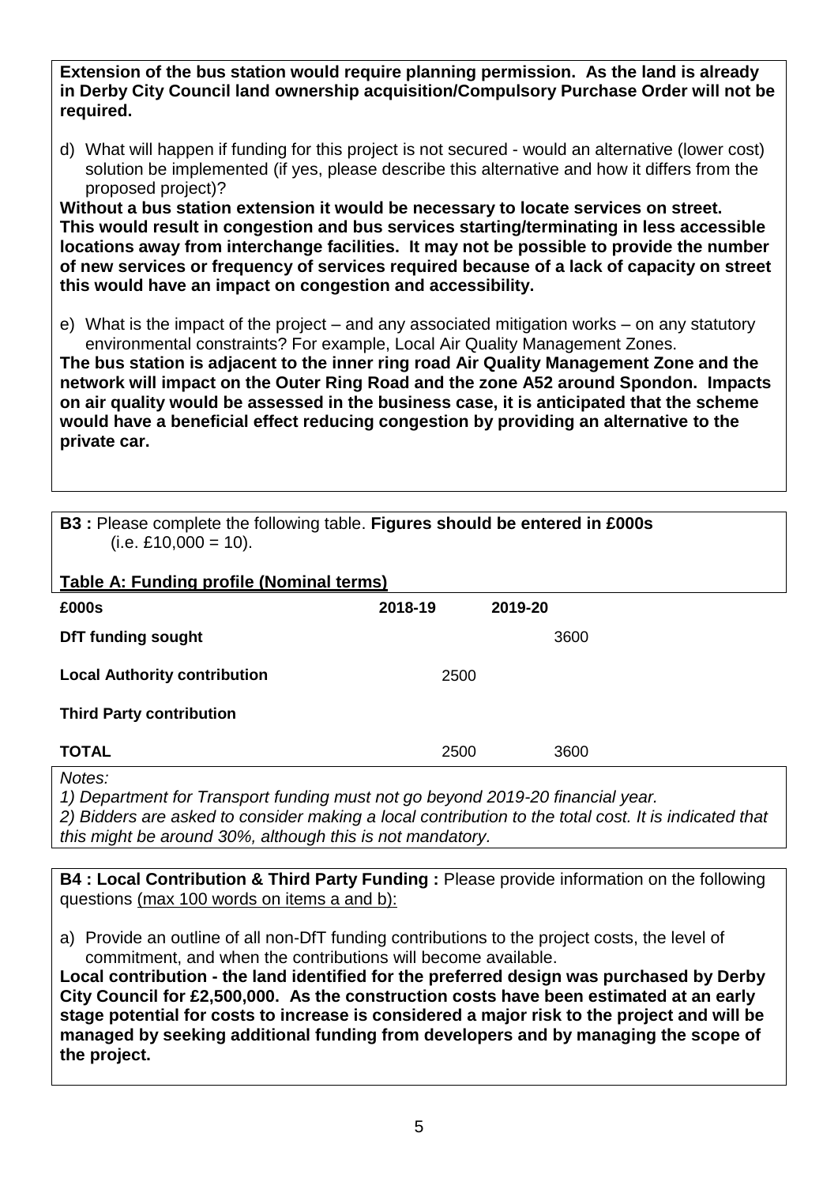**Extension of the bus station would require planning permission. As the land is already in Derby City Council land ownership acquisition/Compulsory Purchase Order will not be required.**

d) What will happen if funding for this project is not secured - would an alternative (lower cost) solution be implemented (if yes, please describe this alternative and how it differs from the proposed project)?

**Without a bus station extension it would be necessary to locate services on street. This would result in congestion and bus services starting/terminating in less accessible locations away from interchange facilities. It may not be possible to provide the number of new services or frequency of services required because of a lack of capacity on street this would have an impact on congestion and accessibility.**

e) What is the impact of the project – and any associated mitigation works – on any statutory environmental constraints? For example, Local Air Quality Management Zones.

**The bus station is adjacent to the inner ring road Air Quality Management Zone and the network will impact on the Outer Ring Road and the zone A52 around Spondon. Impacts on air quality would be assessed in the business case, it is anticipated that the scheme would have a beneficial effect reducing congestion by providing an alternative to the private car.**

**B3 :** Please complete the following table. **Figures should be entered in £000s** (i.e. £10,000 = 10).

**Table A: Funding profile (Nominal terms)**

| **£000s** | **2018-19** | **2019-20** |
|---|---|---|
| **DfT funding sought** | | 3600 |
| **Local Authority contribution** | 2500 | |
| **Third Party contribution** | | |
| **TOTAL** | 2500 | 3600 |

*Notes:*
*1) Department for Transport funding must not go beyond 2019-20 financial year.*
*2) Bidders are asked to consider making a local contribution to the total cost. It is indicated that this might be around 30%, although this is not mandatory.*

**B4 : Local Contribution & Third Party Funding :** Please provide information on the following questions (max 100 words on items a and b):

a) Provide an outline of all non-DfT funding contributions to the project costs, the level of commitment, and when the contributions will become available.

**Local contribution - the land identified for the preferred design was purchased by Derby City Council for £2,500,000. As the construction costs have been estimated at an early stage potential for costs to increase is considered a major risk to the project and will be managed by seeking additional funding from developers and by managing the scope of the project.**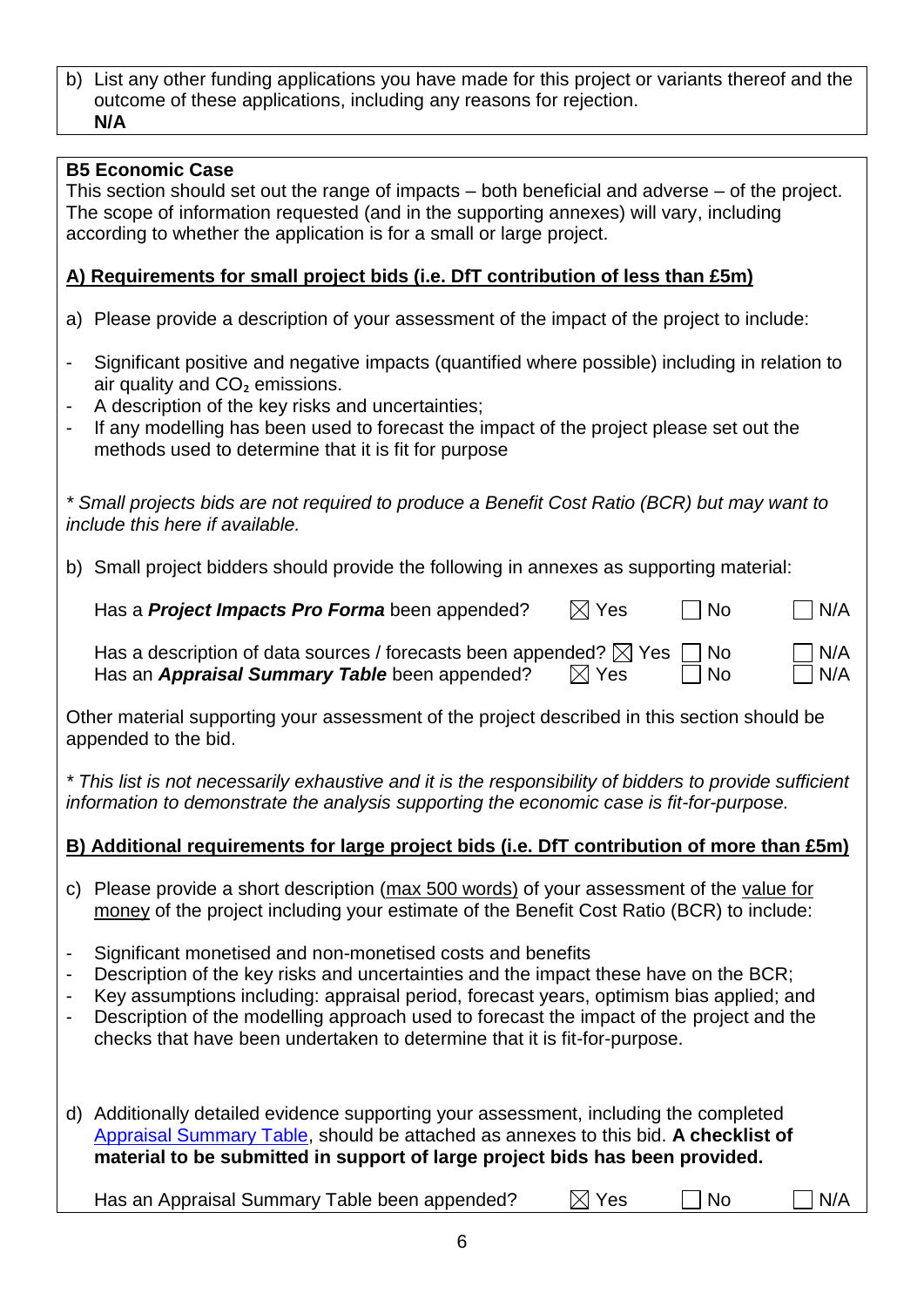b) List any other funding applications you have made for this project or variants thereof and the outcome of these applications, including any reasons for rejection.
**N/A**

**B5 Economic Case**
This section should set out the range of impacts – both beneficial and adverse – of the project. The scope of information requested (and in the supporting annexes) will vary, including according to whether the application is for a small or large project.

**A) Requirements for small project bids (i.e. DfT contribution of less than £5m)**

a) Please provide a description of your assessment of the impact of the project to include:

- Significant positive and negative impacts (quantified where possible) including in relation to air quality and $CO_2$ emissions.
- A description of the key risks and uncertainties;
- If any modelling has been used to forecast the impact of the project please set out the methods used to determine that it is fit for purpose

*\* Small projects bids are not required to produce a Benefit Cost Ratio (BCR) but may want to include this here if available.*

b) Small project bidders should provide the following in annexes as supporting material:

Has a ***Project Impacts Pro Forma*** been appended? ☒ Yes ☐ No ☐ N/A

Has a description of data sources / forecasts been appended? ☒ Yes ☐ No ☐ N/A
Has an ***Appraisal Summary Table*** been appended? ☒ Yes ☐ No ☐ N/A

Other material supporting your assessment of the project described in this section should be appended to the bid.

*\* This list is not necessarily exhaustive and it is the responsibility of bidders to provide sufficient information to demonstrate the analysis supporting the economic case is fit-for-purpose.*

**B) Additional requirements for large project bids (i.e. DfT contribution of more than £5m)**

c) Please provide a short description (max 500 words) of your assessment of the value for money of the project including your estimate of the Benefit Cost Ratio (BCR) to include:

- Significant monetised and non-monetised costs and benefits
- Description of the key risks and uncertainties and the impact these have on the BCR;
- Key assumptions including: appraisal period, forecast years, optimism bias applied; and
- Description of the modelling approach used to forecast the impact of the project and the checks that have been undertaken to determine that it is fit-for-purpose.

d) Additionally detailed evidence supporting your assessment, including the completed Appraisal Summary Table, should be attached as annexes to this bid. **A checklist of material to be submitted in support of large project bids has been provided.**

Has an Appraisal Summary Table been appended? ☒ Yes ☐ No ☐ N/A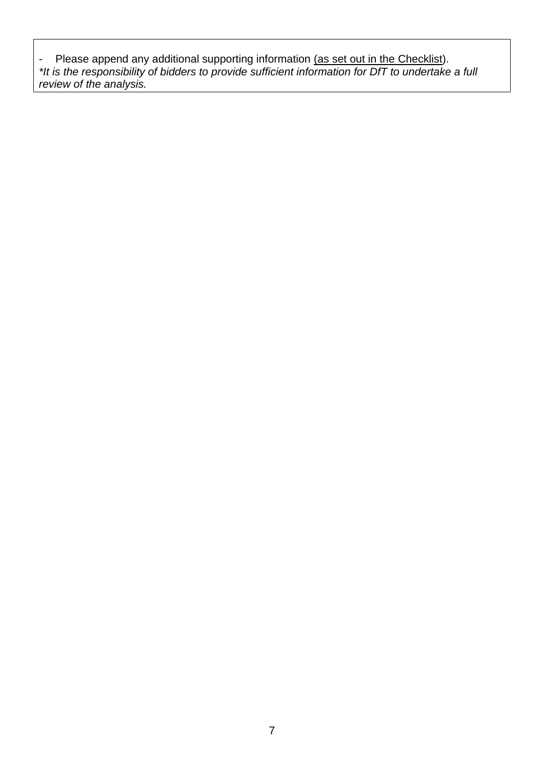- Please append any additional supporting information <u>(as set out in the Checklist)</u>.

*\*It is the responsibility of bidders to provide sufficient information for DfT to undertake a full review of the analysis.*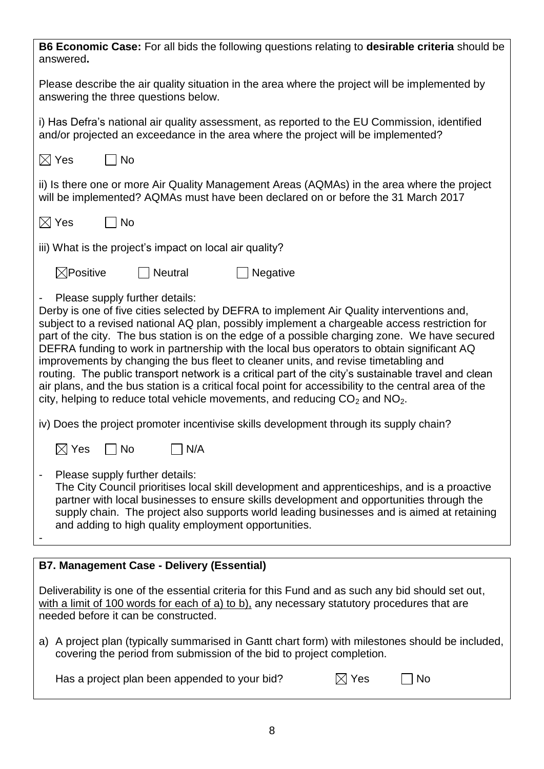**B6 Economic Case:** For all bids the following questions relating to **desirable criteria** should be answered**.**

Please describe the air quality situation in the area where the project will be implemented by answering the three questions below.

i) Has Defra's national air quality assessment, as reported to the EU Commission, identified and/or projected an exceedance in the area where the project will be implemented?

☒ Yes ☐ No

ii) Is there one or more Air Quality Management Areas (AQMAs) in the area where the project will be implemented? AQMAs must have been declared on or before the 31 March 2017

☒ Yes ☐ No

iii) What is the project's impact on local air quality?

☒Positive ☐ Neutral ☐ Negative

- Please supply further details:

Derby is one of five cities selected by DEFRA to implement Air Quality interventions and, subject to a revised national AQ plan, possibly implement a chargeable access restriction for part of the city. The bus station is on the edge of a possible charging zone. We have secured DEFRA funding to work in partnership with the local bus operators to obtain significant AQ improvements by changing the bus fleet to cleaner units, and revise timetabling and routing. The public transport network is a critical part of the city's sustainable travel and clean air plans, and the bus station is a critical focal point for accessibility to the central area of the city, helping to reduce total vehicle movements, and reducing $CO_2$ and $NO_2$.

iv) Does the project promoter incentivise skills development through its supply chain?

☒ Yes ☐ No ☐ N/A

- Please supply further details:
  The City Council prioritises local skill development and apprenticeships, and is a proactive partner with local businesses to ensure skills development and opportunities through the supply chain. The project also supports world leading businesses and is aimed at retaining and adding to high quality employment opportunities.
-

**B7. Management Case - Delivery (Essential)**

Deliverability is one of the essential criteria for this Fund and as such any bid should set out, with a limit of 100 words for each of a) to b), any necessary statutory procedures that are needed before it can be constructed.

a) A project plan (typically summarised in Gantt chart form) with milestones should be included, covering the period from submission of the bid to project completion.

Has a project plan been appended to your bid? ☒ Yes ☐ No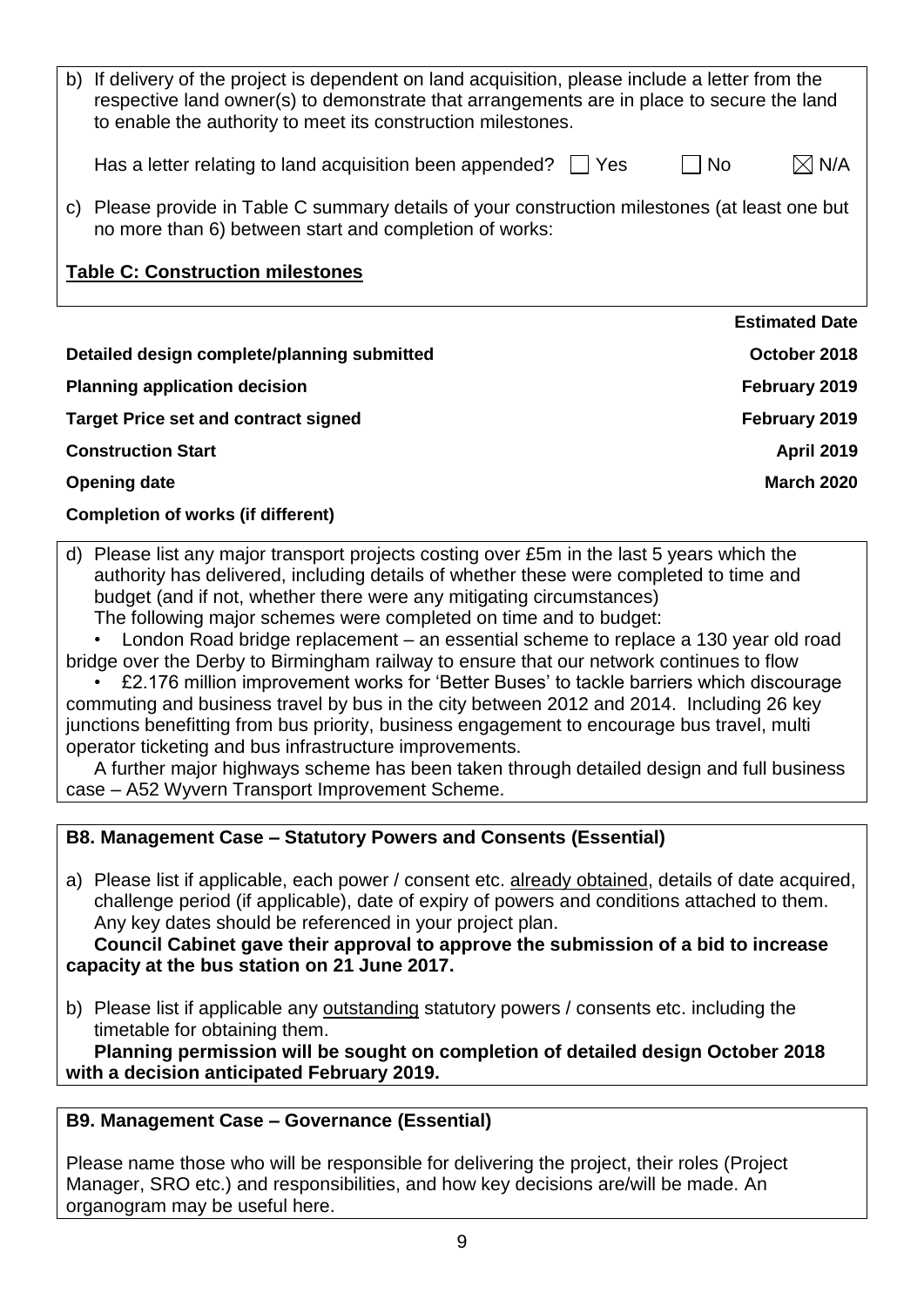b) If delivery of the project is dependent on land acquisition, please include a letter from the respective land owner(s) to demonstrate that arrangements are in place to secure the land to enable the authority to meet its construction milestones.

Has a letter relating to land acquisition been appended? ☐ Yes ☐ No ☒ N/A

c) Please provide in Table C summary details of your construction milestones (at least one but no more than 6) between start and completion of works:

**Table C: Construction milestones**

| | **Estimated Date** |
|---|---|
| **Detailed design complete/planning submitted** | **October 2018** |
| **Planning application decision** | **February 2019** |
| **Target Price set and contract signed** | **February 2019** |
| **Construction Start** | **April 2019** |
| **Opening date** | **March 2020** |
| **Completion of works (if different)** | |

d) Please list any major transport projects costing over £5m in the last 5 years which the authority has delivered, including details of whether these were completed to time and budget (and if not, whether there were any mitigating circumstances)

The following major schemes were completed on time and to budget:

- London Road bridge replacement – an essential scheme to replace a 130 year old road bridge over the Derby to Birmingham railway to ensure that our network continues to flow
- £2.176 million improvement works for 'Better Buses' to tackle barriers which discourage commuting and business travel by bus in the city between 2012 and 2014. Including 26 key junctions benefitting from bus priority, business engagement to encourage bus travel, multi operator ticketing and bus infrastructure improvements.

A further major highways scheme has been taken through detailed design and full business case – A52 Wyvern Transport Improvement Scheme.

## B8. Management Case – Statutory Powers and Consents (Essential)

a) Please list if applicable, each power / consent etc. already obtained, details of date acquired, challenge period (if applicable), date of expiry of powers and conditions attached to them. Any key dates should be referenced in your project plan.

**Council Cabinet gave their approval to approve the submission of a bid to increase capacity at the bus station on 21 June 2017.**

b) Please list if applicable any outstanding statutory powers / consents etc. including the timetable for obtaining them.

**Planning permission will be sought on completion of detailed design October 2018 with a decision anticipated February 2019.**

## B9. Management Case – Governance (Essential)

Please name those who will be responsible for delivering the project, their roles (Project Manager, SRO etc.) and responsibilities, and how key decisions are/will be made. An organogram may be useful here.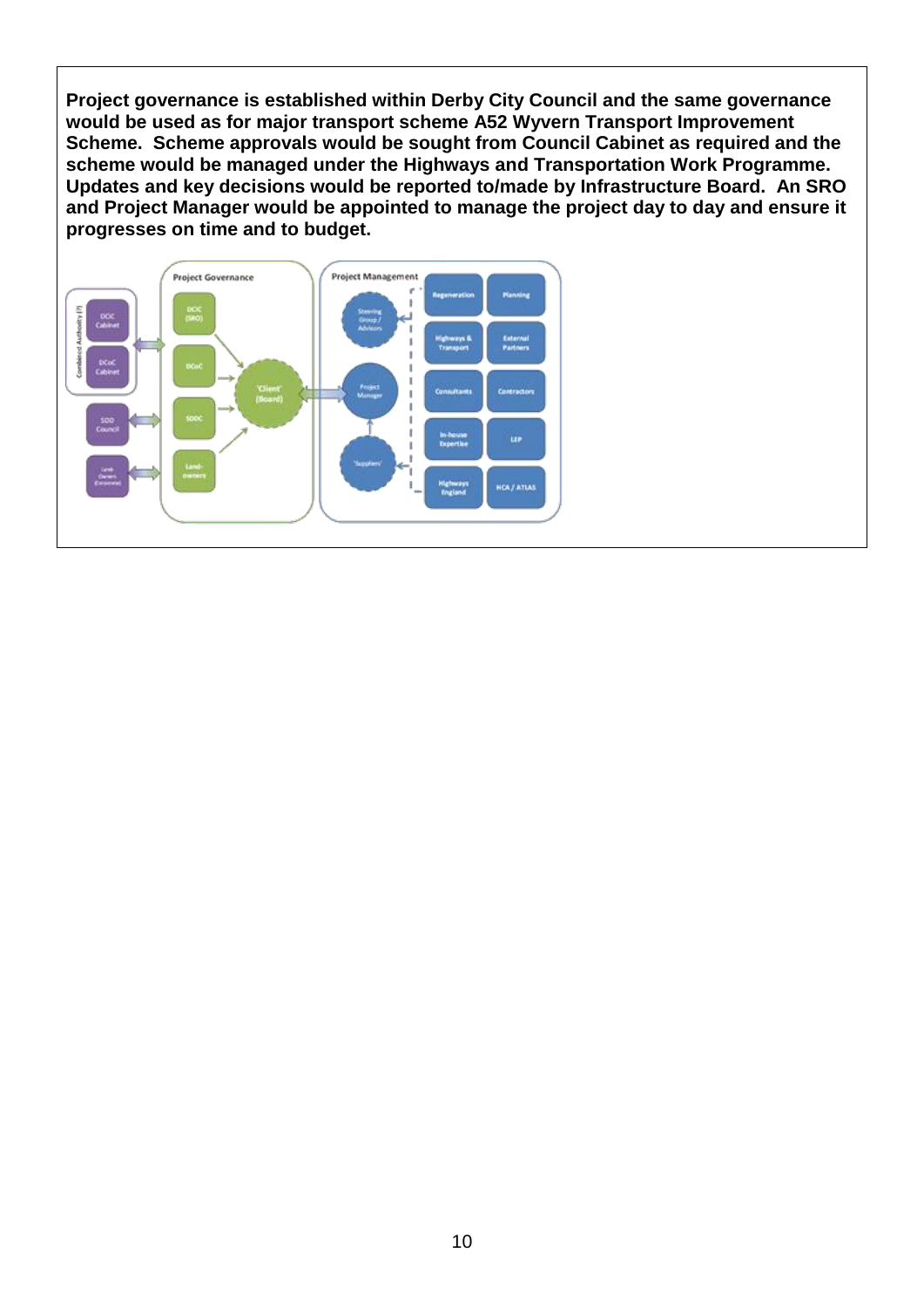**Project governance is established within Derby City Council and the same governance would be used as for major transport scheme A52 Wyvern Transport Improvement Scheme. Scheme approvals would be sought from Council Cabinet as required and the scheme would be managed under the Highways and Transportation Work Programme. Updates and key decisions would be reported to/made by Infrastructure Board. An SRO and Project Manager would be appointed to manage the project day to day and ensure it progresses on time and to budget.**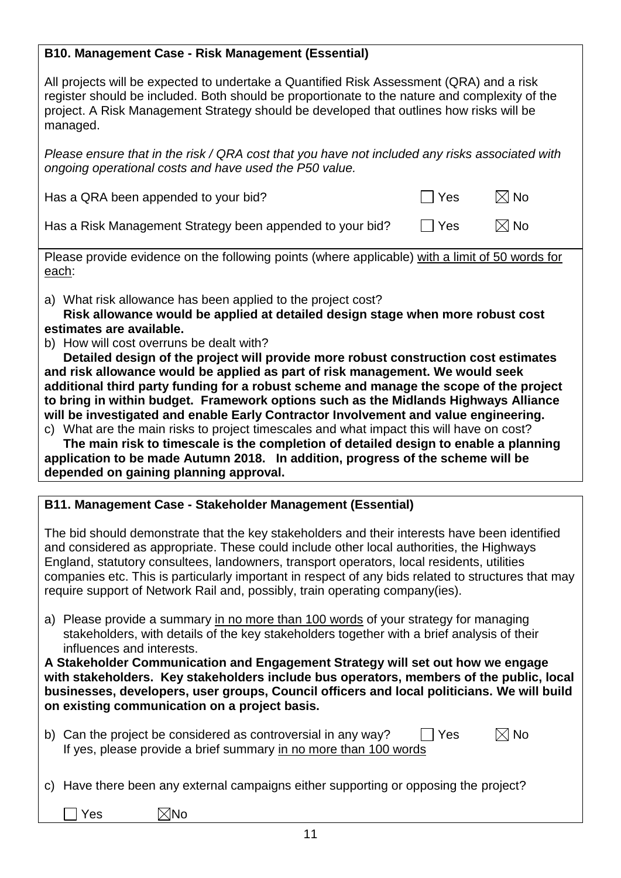## B10. Management Case - Risk Management (Essential)

All projects will be expected to undertake a Quantified Risk Assessment (QRA) and a risk register should be included. Both should be proportionate to the nature and complexity of the project. A Risk Management Strategy should be developed that outlines how risks will be managed.

*Please ensure that in the risk / QRA cost that you have not included any risks associated with ongoing operational costs and have used the P50 value.*

Has a QRA been appended to your bid? ☐ Yes ☒ No

Has a Risk Management Strategy been appended to your bid? ☐ Yes ☒ No

Please provide evidence on the following points (where applicable) with a limit of 50 words for each:

a) What risk allowance has been applied to the project cost?
**Risk allowance would be applied at detailed design stage when more robust cost estimates are available.**

b) How will cost overruns be dealt with?
**Detailed design of the project will provide more robust construction cost estimates and risk allowance would be applied as part of risk management. We would seek additional third party funding for a robust scheme and manage the scope of the project to bring in within budget. Framework options such as the Midlands Highways Alliance will be investigated and enable Early Contractor Involvement and value engineering.**

c) What are the main risks to project timescales and what impact this will have on cost?
**The main risk to timescale is the completion of detailed design to enable a planning application to be made Autumn 2018. In addition, progress of the scheme will be depended on gaining planning approval.**

## B11. Management Case - Stakeholder Management (Essential)

The bid should demonstrate that the key stakeholders and their interests have been identified and considered as appropriate. These could include other local authorities, the Highways England, statutory consultees, landowners, transport operators, local residents, utilities companies etc. This is particularly important in respect of any bids related to structures that may require support of Network Rail and, possibly, train operating company(ies).

a) Please provide a summary in no more than 100 words of your strategy for managing stakeholders, with details of the key stakeholders together with a brief analysis of their influences and interests.

**A Stakeholder Communication and Engagement Strategy will set out how we engage with stakeholders. Key stakeholders include bus operators, members of the public, local businesses, developers, user groups, Council officers and local politicians. We will build on existing communication on a project basis.**

b) Can the project be considered as controversial in any way? ☐ Yes ☒ No
If yes, please provide a brief summary in no more than 100 words

c) Have there been any external campaigns either supporting or opposing the project?

☐ Yes ☒ No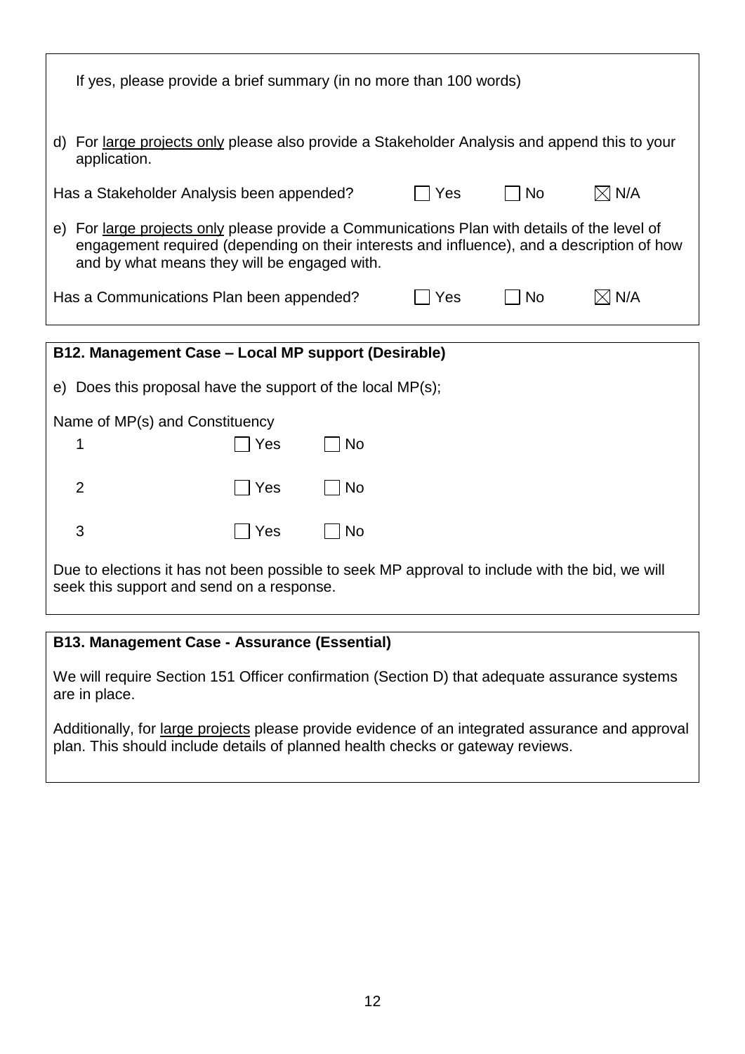If yes, please provide a brief summary (in no more than 100 words)

d) For <u>large projects only</u> please also provide a Stakeholder Analysis and append this to your application.

Has a Stakeholder Analysis been appended? ☐ Yes ☐ No ☒ N/A

e) For <u>large projects only</u> please provide a Communications Plan with details of the level of engagement required (depending on their interests and influence), and a description of how and by what means they will be engaged with.

Has a Communications Plan been appended? ☐ Yes ☐ No ☒ N/A

**B12. Management Case – Local MP support (Desirable)**

e) Does this proposal have the support of the local MP(s);

Name of MP(s) and Constituency

1 ☐ Yes ☐ No

2 ☐ Yes ☐ No

3 ☐ Yes ☐ No

Due to elections it has not been possible to seek MP approval to include with the bid, we will seek this support and send on a response.

**B13. Management Case - Assurance (Essential)**

We will require Section 151 Officer confirmation (Section D) that adequate assurance systems are in place.

Additionally, for <u>large projects</u> please provide evidence of an integrated assurance and approval plan. This should include details of planned health checks or gateway reviews.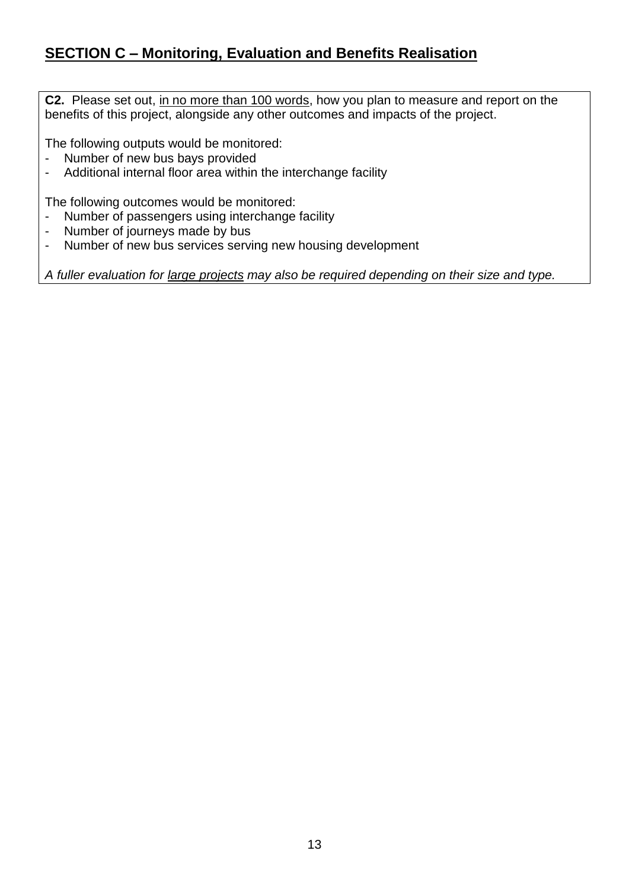## SECTION C – Monitoring, Evaluation and Benefits Realisation

**C2.** Please set out, <u>in no more than 100 words</u>, how you plan to measure and report on the benefits of this project, alongside any other outcomes and impacts of the project.

The following outputs would be monitored:

- Number of new bus bays provided
- Additional internal floor area within the interchange facility

The following outcomes would be monitored:

- Number of passengers using interchange facility
- Number of journeys made by bus
- Number of new bus services serving new housing development

*A fuller evaluation for <u>large projects</u> may also be required depending on their size and type.*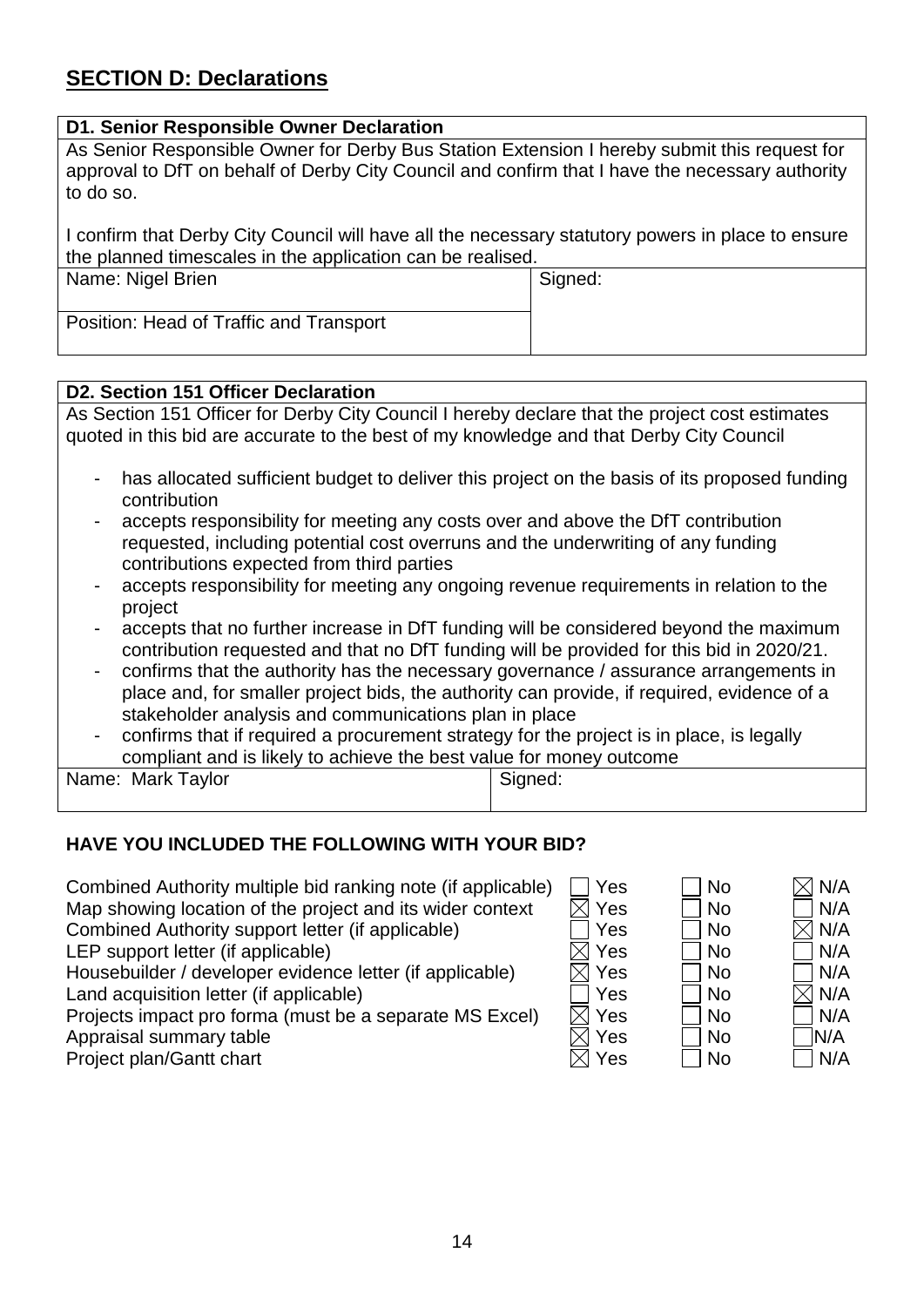# SECTION D: Declarations

| **D1. Senior Responsible Owner Declaration** | |
|---|---|
| As Senior Responsible Owner for Derby Bus Station Extension I hereby submit this request for approval to DfT on behalf of Derby City Council and confirm that I have the necessary authority to do so.<br><br>I confirm that Derby City Council will have all the necessary statutory powers in place to ensure the planned timescales in the application can be realised. | |
| Name: Nigel Brien | Signed: |
| Position: Head of Traffic and Transport | |

| **D2. Section 151 Officer Declaration** | |
|---|---|
| As Section 151 Officer for Derby City Council I hereby declare that the project cost estimates quoted in this bid are accurate to the best of my knowledge and that Derby City Council<br><br>- has allocated sufficient budget to deliver this project on the basis of its proposed funding contribution<br>- accepts responsibility for meeting any costs over and above the DfT contribution requested, including potential cost overruns and the underwriting of any funding contributions expected from third parties<br>- accepts responsibility for meeting any ongoing revenue requirements in relation to the project<br>- accepts that no further increase in DfT funding will be considered beyond the maximum contribution requested and that no DfT funding will be provided for this bid in 2020/21.<br>- confirms that the authority has the necessary governance / assurance arrangements in place and, for smaller project bids, the authority can provide, if required, evidence of a stakeholder analysis and communications plan in place<br>- confirms that if required a procurement strategy for the project is in place, is legally compliant and is likely to achieve the best value for money outcome | |
| Name: Mark Taylor | Signed: |

## HAVE YOU INCLUDED THE FOLLOWING WITH YOUR BID?

| | Yes | No | N/A |
|---|---|---|---|
| Combined Authority multiple bid ranking note (if applicable) | ☐ Yes | ☐ No | ☒ N/A |
| Map showing location of the project and its wider context | ☒ Yes | ☐ No | ☐ N/A |
| Combined Authority support letter (if applicable) | ☐ Yes | ☐ No | ☒ N/A |
| LEP support letter (if applicable) | ☒ Yes | ☐ No | ☐ N/A |
| Housebuilder / developer evidence letter (if applicable) | ☒ Yes | ☐ No | ☐ N/A |
| Land acquisition letter (if applicable) | ☐ Yes | ☐ No | ☒ N/A |
| Projects impact pro forma (must be a separate MS Excel) | ☒ Yes | ☐ No | ☐ N/A |
| Appraisal summary table | ☒ Yes | ☐ No | ☐ N/A |
| Project plan/Gantt chart | ☒ Yes | ☐ No | ☐ N/A |